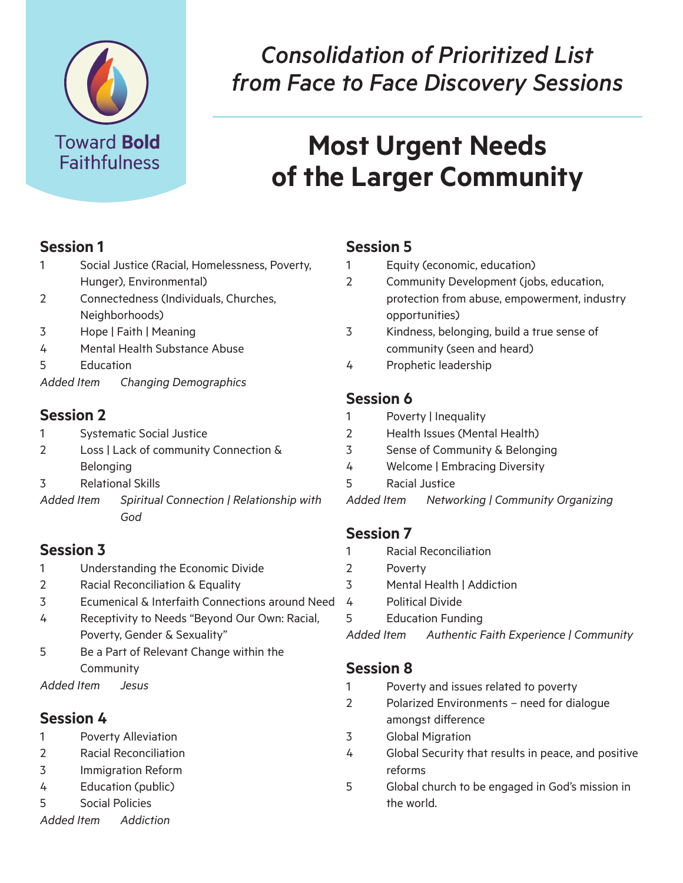Toward **Bold** Faithfulness

# *Consolidation of Prioritized List from Face to Face Discovery Sessions*

# Most Urgent Needs of the Larger Community

## Session 1

1. Social Justice (Racial, Homelessness, Poverty, Hunger), Environmental)
2. Connectedness (Individuals, Churches, Neighborhoods)
3. Hope | Faith | Meaning
4. Mental Health Substance Abuse
5. Education

*Added Item* *Changing Demographics*

## Session 2

1. Systematic Social Justice
2. Loss | Lack of community Connection & Belonging
3. Relational Skills

*Added Item* *Spiritual Connection | Relationship with God*

## Session 3

1. Understanding the Economic Divide
2. Racial Reconciliation & Equality
3. Ecumenical & Interfaith Connections around Need
4. Receptivity to Needs "Beyond Our Own: Racial, Poverty, Gender & Sexuality"
5. Be a Part of Relevant Change within the Community

*Added Item* *Jesus*

## Session 4

1. Poverty Alleviation
2. Racial Reconciliation
3. Immigration Reform
4. Education (public)
5. Social Policies

*Added Item* *Addiction*

## Session 5

1. Equity (economic, education)
2. Community Development (jobs, education, protection from abuse, empowerment, industry opportunities)
3. Kindness, belonging, build a true sense of community (seen and heard)
4. Prophetic leadership

## Session 6

1. Poverty | Inequality
2. Health Issues (Mental Health)
3. Sense of Community & Belonging
4. Welcome | Embracing Diversity
5. Racial Justice

*Added Item* *Networking | Community Organizing*

## Session 7

1. Racial Reconciliation
2. Poverty
3. Mental Health | Addiction
4. Political Divide
5. Education Funding

*Added Item* *Authentic Faith Experience | Community*

## Session 8

1. Poverty and issues related to poverty
2. Polarized Environments – need for dialogue amongst difference
3. Global Migration
4. Global Security that results in peace, and positive reforms
5. Global church to be engaged in God's mission in the world.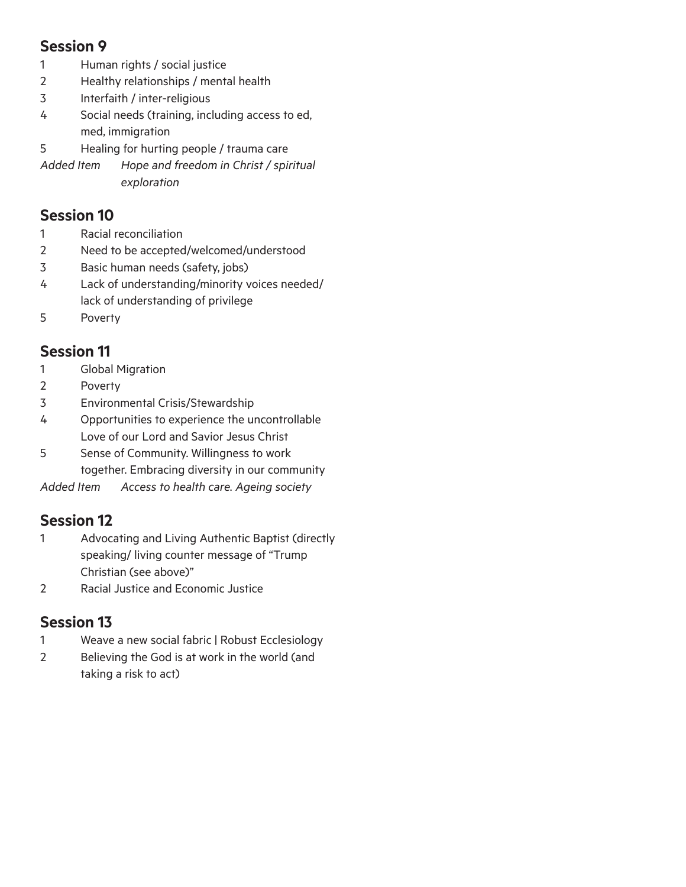## Session 9

1 Human rights / social justice
2 Healthy relationships / mental health
3 Interfaith / inter-religious
4 Social needs (training, including access to ed, med, immigration
5 Healing for hurting people / trauma care
*Added Item* *Hope and freedom in Christ / spiritual exploration*

## Session 10

1 Racial reconciliation
2 Need to be accepted/welcomed/understood
3 Basic human needs (safety, jobs)
4 Lack of understanding/minority voices needed/ lack of understanding of privilege
5 Poverty

## Session 11

1 Global Migration
2 Poverty
3 Environmental Crisis/Stewardship
4 Opportunities to experience the uncontrollable Love of our Lord and Savior Jesus Christ
5 Sense of Community. Willingness to work together. Embracing diversity in our community
*Added Item* *Access to health care. Ageing society*

## Session 12

1 Advocating and Living Authentic Baptist (directly speaking/ living counter message of "Trump Christian (see above)"
2 Racial Justice and Economic Justice

## Session 13

1 Weave a new social fabric | Robust Ecclesiology
2 Believing the God is at work in the world (and taking a risk to act)